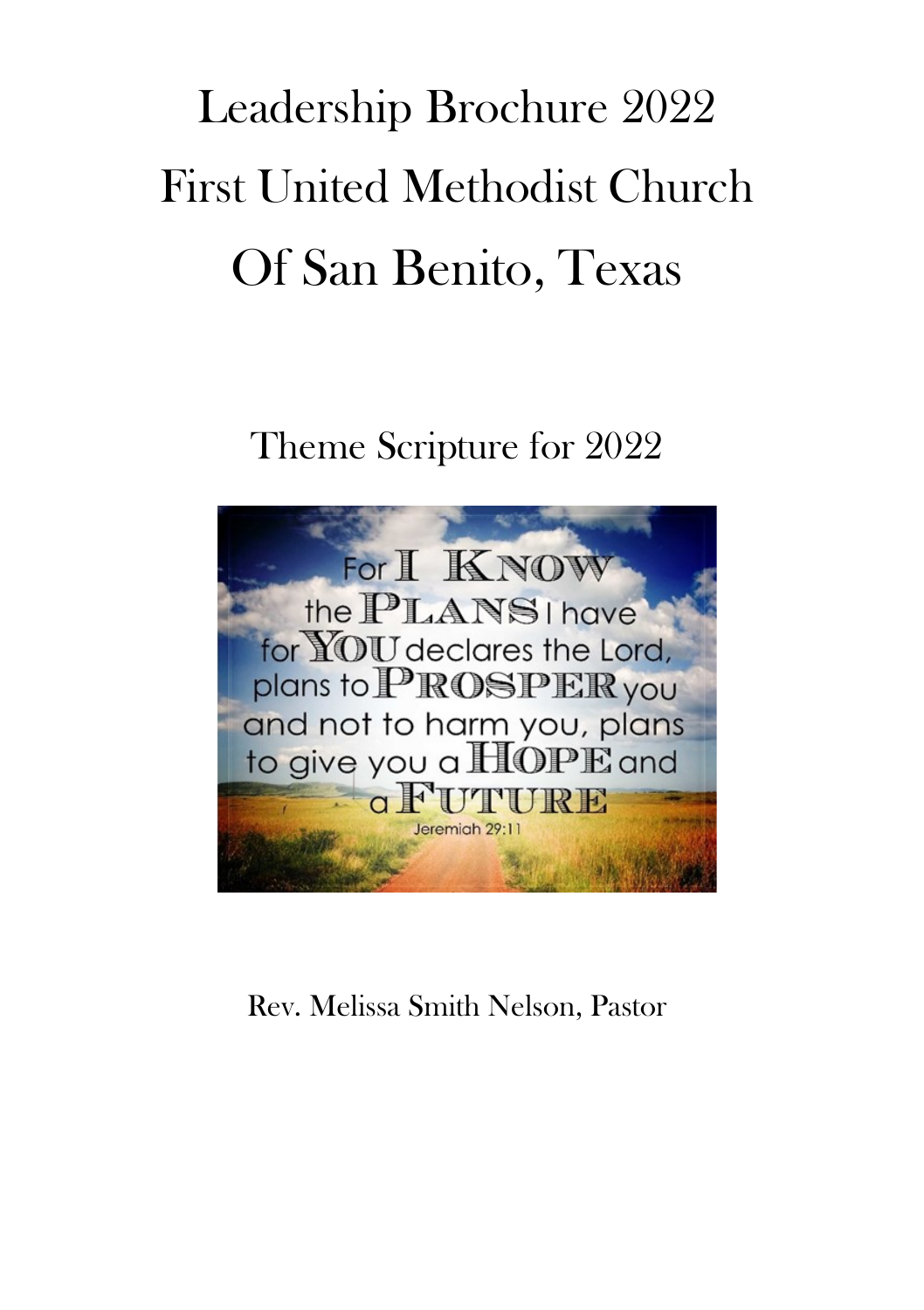# Leadership Brochure 2022
# First United Methodist Church
# Of San Benito, Texas

## Theme Scripture for 2022

For I KNOW the PLANS I have for YOU declares the Lord, plans to PROSPER you and not to harm you, plans to give you a HOPE and a FUTURE

Jeremiah 29:11

Rev. Melissa Smith Nelson, Pastor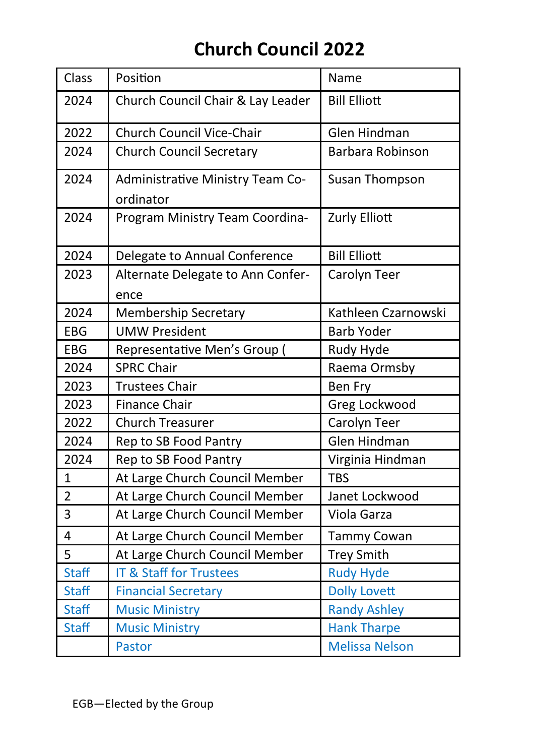# Church Council 2022

| Class | Position | Name |
|---|---|---|
| 2024 | Church Council Chair & Lay Leader | Bill Elliott |
| 2022 | Church Council Vice-Chair | Glen Hindman |
| 2024 | Church Council Secretary | Barbara Robinson |
| 2024 | Administrative Ministry Team Co-ordinator | Susan Thompson |
| 2024 | Program Ministry Team Coordina- | Zurly Elliott |
| 2024 | Delegate to Annual Conference | Bill Elliott |
| 2023 | Alternate Delegate to Ann Confer-ence | Carolyn Teer |
| 2024 | Membership Secretary | Kathleen Czarnowski |
| EBG | UMW President | Barb Yoder |
| EBG | Representative Men's Group ( | Rudy Hyde |
| 2024 | SPRC Chair | Raema Ormsby |
| 2023 | Trustees Chair | Ben Fry |
| 2023 | Finance Chair | Greg Lockwood |
| 2022 | Church Treasurer | Carolyn Teer |
| 2024 | Rep to SB Food Pantry | Glen Hindman |
| 2024 | Rep to SB Food Pantry | Virginia Hindman |
| 1 | At Large Church Council Member | TBS |
| 2 | At Large Church Council Member | Janet Lockwood |
| 3 | At Large Church Council Member | Viola Garza |
| 4 | At Large Church Council Member | Tammy Cowan |
| 5 | At Large Church Council Member | Trey Smith |
| Staff | IT & Staff for Trustees | Rudy Hyde |
| Staff | Financial Secretary | Dolly Lovett |
| Staff | Music Ministry | Randy Ashley |
| Staff | Music Ministry | Hank Tharpe |
| | Pastor | Melissa Nelson |

EGB—Elected by the Group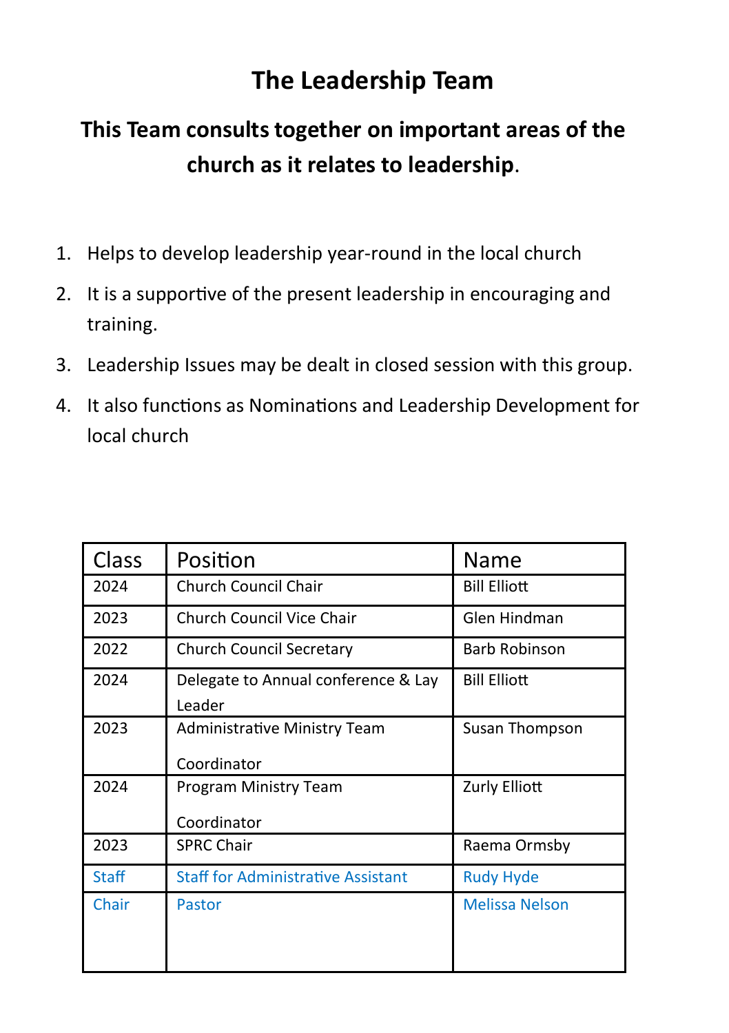# The Leadership Team

## This Team consults together on important areas of the church as it relates to leadership.

1. Helps to develop leadership year-round in the local church
2. It is a supportive of the present leadership in encouraging and training.
3. Leadership Issues may be dealt in closed session with this group.
4. It also functions as Nominations and Leadership Development for local church

| Class | Position | Name |
|---|---|---|
| 2024 | Church Council Chair | Bill Elliott |
| 2023 | Church Council Vice Chair | Glen Hindman |
| 2022 | Church Council Secretary | Barb Robinson |
| 2024 | Delegate to Annual conference & Lay Leader | Bill Elliott |
| 2023 | Administrative Ministry Team Coordinator | Susan Thompson |
| 2024 | Program Ministry Team Coordinator | Zurly Elliott |
| 2023 | SPRC Chair | Raema Ormsby |
| Staff | Staff for Administrative Assistant | Rudy Hyde |
| Chair | Pastor | Melissa Nelson |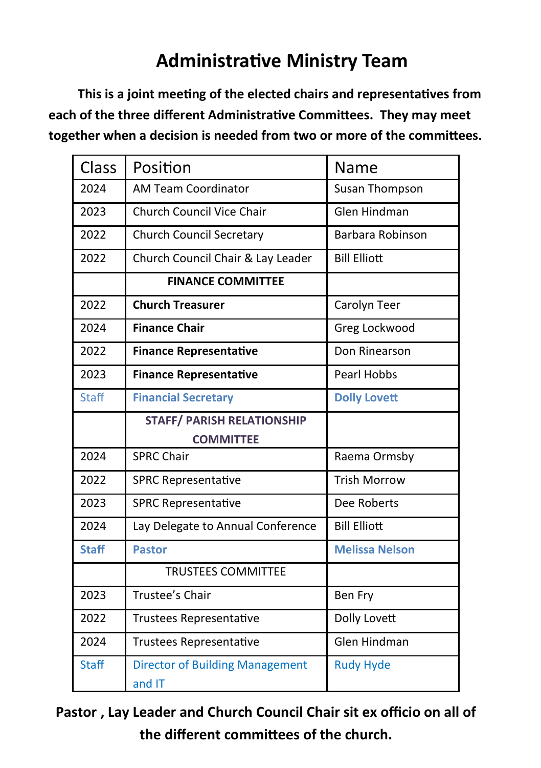# Administrative Ministry Team

**This is a joint meeting of the elected chairs and representatives from each of the three different Administrative Committees. They may meet together when a decision is needed from two or more of the committees.**

| Class | Position | Name |
|---|---|---|
| 2024 | AM Team Coordinator | Susan Thompson |
| 2023 | Church Council Vice Chair | Glen Hindman |
| 2022 | Church Council Secretary | Barbara Robinson |
| 2022 | Church Council Chair & Lay Leader | Bill Elliott |
| | **FINANCE COMMITTEE** | |
| 2022 | **Church Treasurer** | Carolyn Teer |
| 2024 | **Finance Chair** | Greg Lockwood |
| 2022 | **Finance Representative** | Don Rinearson |
| 2023 | **Finance Representative** | Pearl Hobbs |
| Staff | **Financial Secretary** | **Dolly Lovett** |
| | **STAFF/ PARISH RELATIONSHIP COMMITTEE** | |
| 2024 | SPRC Chair | Raema Ormsby |
| 2022 | SPRC Representative | Trish Morrow |
| 2023 | SPRC Representative | Dee Roberts |
| 2024 | Lay Delegate to Annual Conference | Bill Elliott |
| **Staff** | **Pastor** | **Melissa Nelson** |
| | TRUSTEES COMMITTEE | |
| 2023 | Trustee's Chair | Ben Fry |
| 2022 | Trustees Representative | Dolly Lovett |
| 2024 | Trustees Representative | Glen Hindman |
| Staff | Director of Building Management and IT | Rudy Hyde |

**Pastor , Lay Leader and Church Council Chair sit ex officio on all of the different committees of the church.**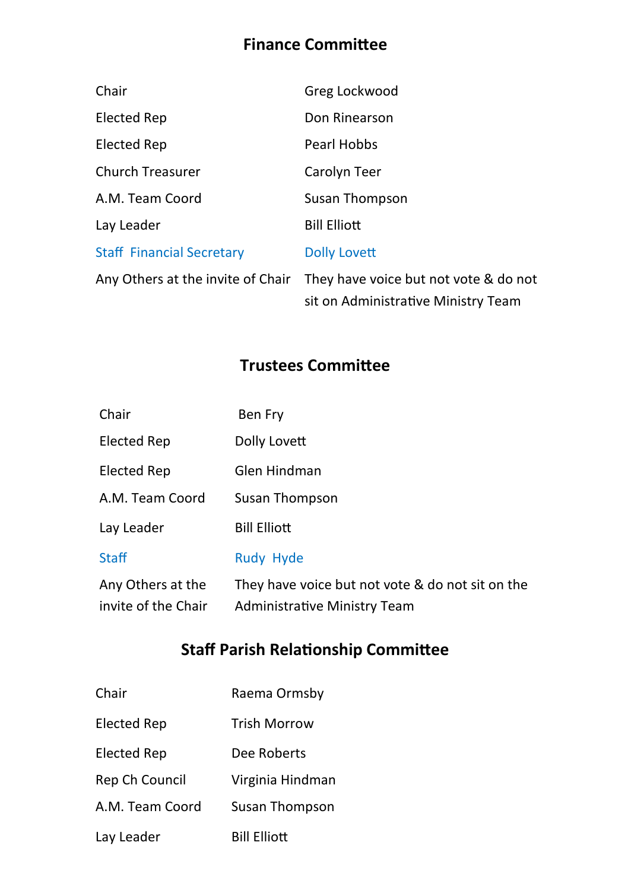## Finance Committee

| | |
|---|---|
| Chair | Greg Lockwood |
| Elected Rep | Don Rinearson |
| Elected Rep | Pearl Hobbs |
| Church Treasurer | Carolyn Teer |
| A.M. Team Coord | Susan Thompson |
| Lay Leader | Bill Elliott |
| Staff  Financial Secretary | Dolly Lovett |
| Any Others at the invite of Chair | They have voice but not vote & do not sit on Administrative Ministry Team |

## Trustees Committee

| | |
|---|---|
| Chair | Ben Fry |
| Elected Rep | Dolly Lovett |
| Elected Rep | Glen Hindman |
| A.M. Team Coord | Susan Thompson |
| Lay Leader | Bill Elliott |
| Staff | Rudy  Hyde |
| Any Others at the invite of the Chair | They have voice but not vote & do not sit on the Administrative Ministry Team |

## Staff Parish Relationship Committee

| | |
|---|---|
| Chair | Raema Ormsby |
| Elected Rep | Trish Morrow |
| Elected Rep | Dee Roberts |
| Rep Ch Council | Virginia Hindman |
| A.M. Team Coord | Susan Thompson |
| Lay Leader | Bill Elliott |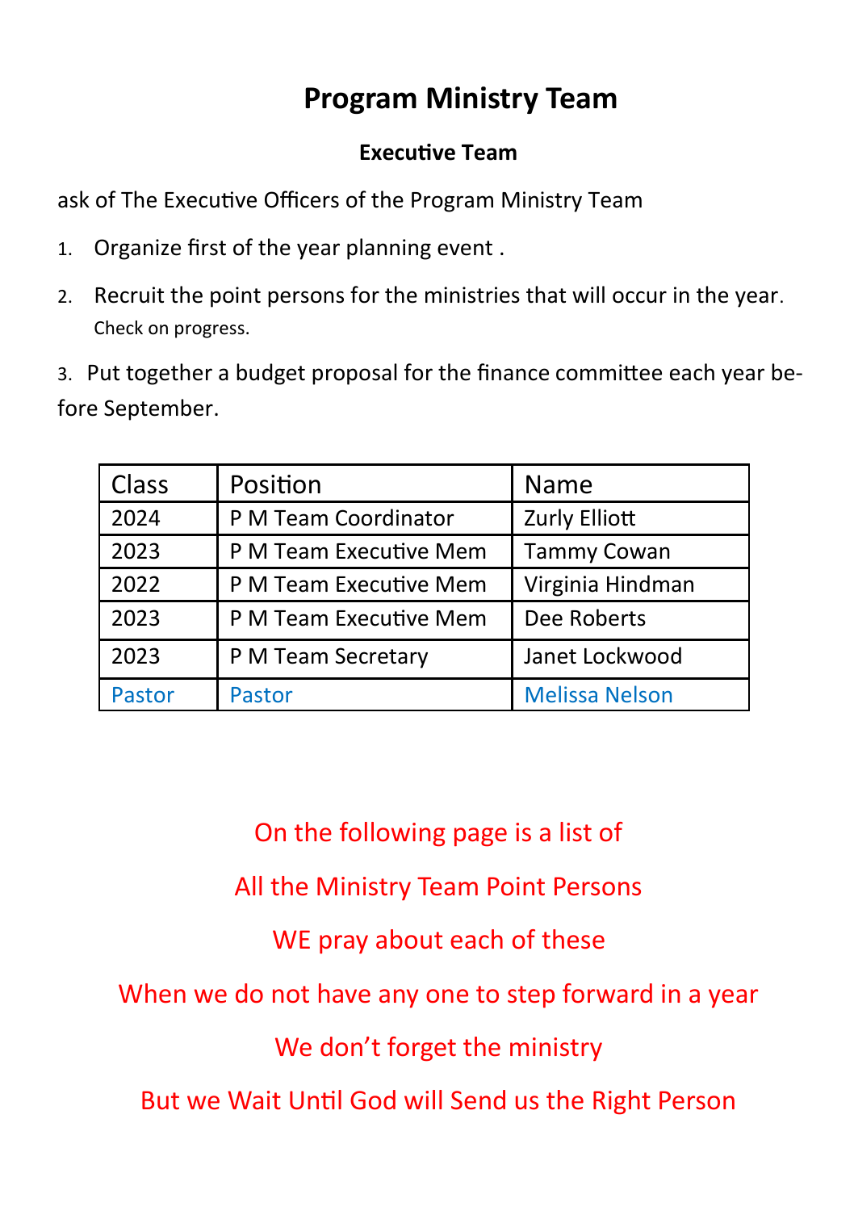# Program Ministry Team

### Executive Team

ask of The Executive Officers of the Program Ministry Team

1. Organize first of the year planning event .
2. Recruit the point persons for the ministries that will occur in the year. Check on progress.
3. Put together a budget proposal for the finance committee each year before September.

| Class | Position | Name |
|---|---|---|
| 2024 | P M Team Coordinator | Zurly Elliott |
| 2023 | P M Team Executive Mem | Tammy Cowan |
| 2022 | P M Team Executive Mem | Virginia Hindman |
| 2023 | P M Team Executive Mem | Dee Roberts |
| 2023 | P M Team Secretary | Janet Lockwood |
| Pastor | Pastor | Melissa Nelson |

On the following page is a list of

All the Ministry Team Point Persons

WE pray about each of these

When we do not have any one to step forward in a year

We don't forget the ministry

But we Wait Until God will Send us the Right Person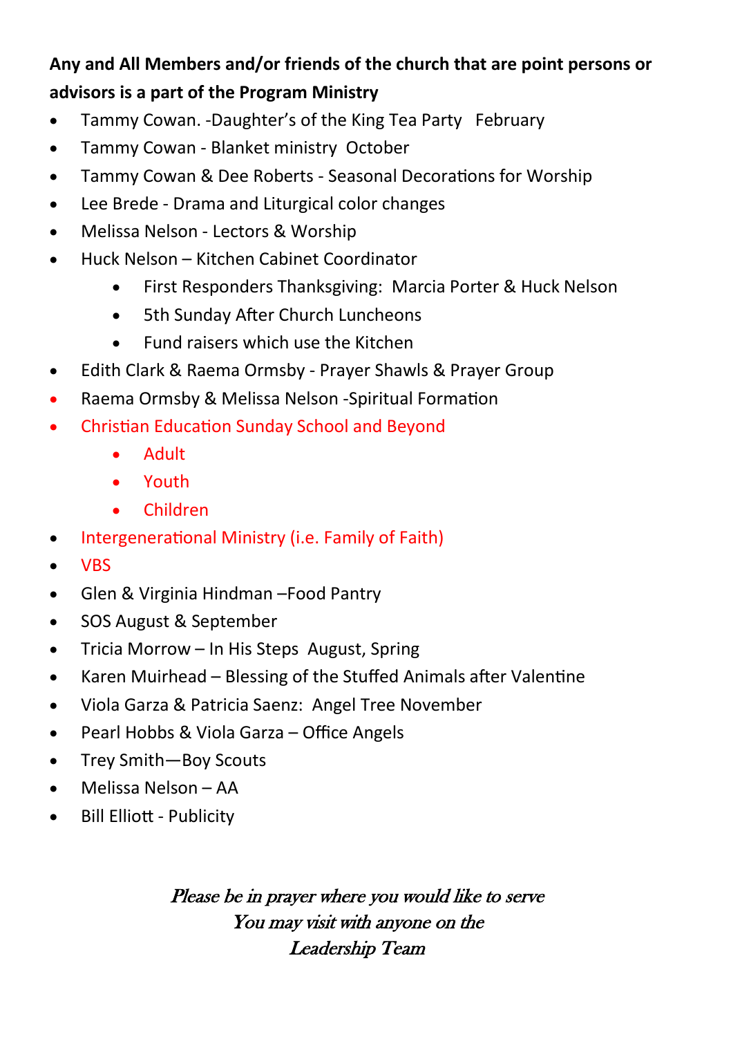**Any and All Members and/or friends of the church that are point persons or advisors is a part of the Program Ministry**

- Tammy Cowan. -Daughter's of the King Tea Party   February
- Tammy Cowan - Blanket ministry  October
- Tammy Cowan & Dee Roberts - Seasonal Decorations for Worship
- Lee Brede - Drama and Liturgical color changes
- Melissa Nelson - Lectors & Worship
- Huck Nelson – Kitchen Cabinet Coordinator
    - First Responders Thanksgiving:  Marcia Porter & Huck Nelson
    - 5th Sunday After Church Luncheons
    - Fund raisers which use the Kitchen
- Edith Clark & Raema Ormsby - Prayer Shawls & Prayer Group
- Raema Ormsby & Melissa Nelson -Spiritual Formation
- Christian Education Sunday School and Beyond
    - Adult
    - Youth
    - Children
- Intergenerational Ministry (i.e. Family of Faith)
- VBS
- Glen & Virginia Hindman –Food Pantry
- SOS August & September
- Tricia Morrow – In His Steps  August, Spring
- Karen Muirhead – Blessing of the Stuffed Animals after Valentine
- Viola Garza & Patricia Saenz:  Angel Tree November
- Pearl Hobbs & Viola Garza – Office Angels
- Trey Smith—Boy Scouts
- Melissa Nelson – AA
- Bill Elliott - Publicity

*Please be in prayer where you would like to serve*
*You may visit with anyone on the*
*Leadership Team*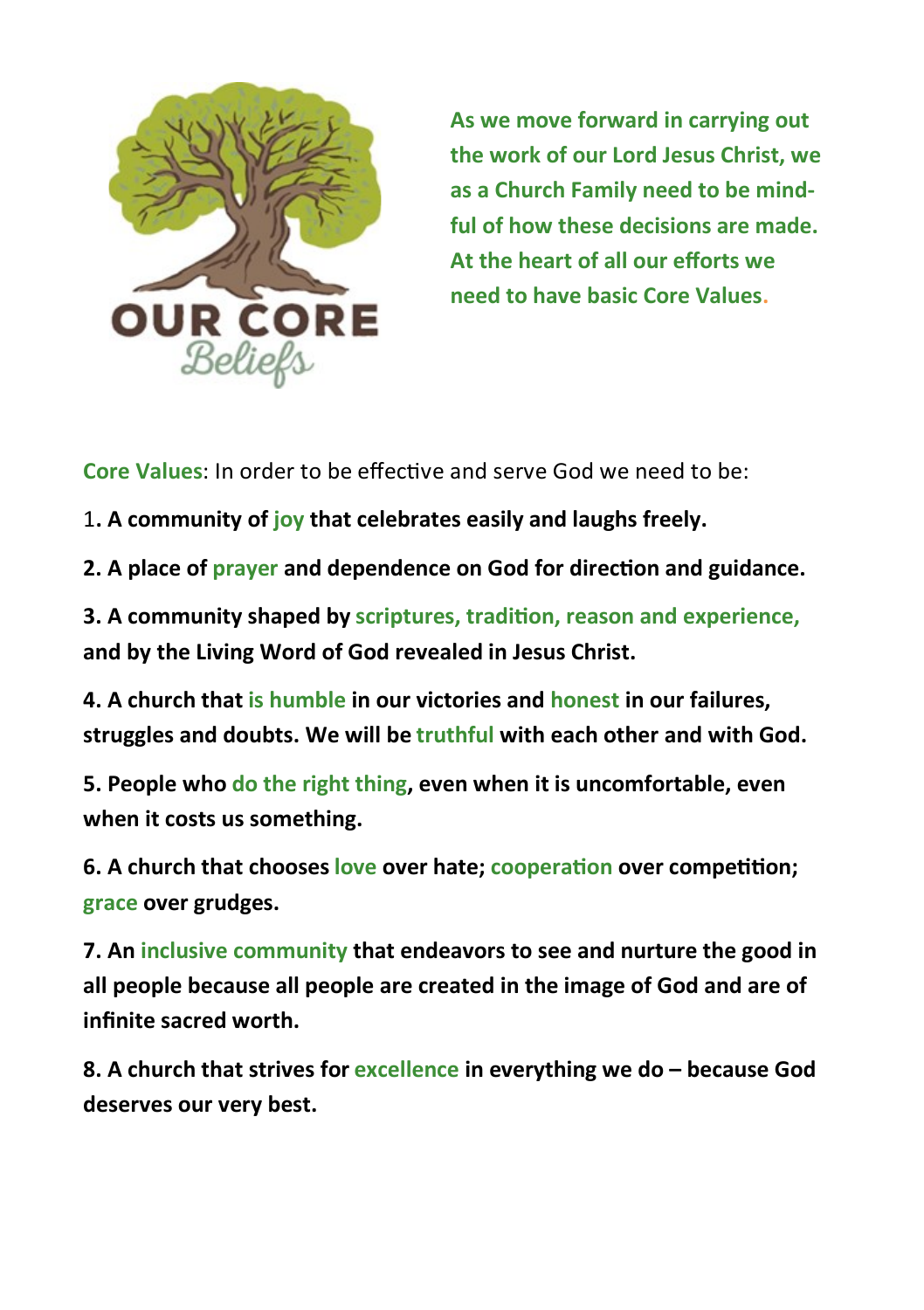# OUR CORE *Beliefs*

**As we move forward in carrying out the work of our Lord Jesus Christ, we as a Church Family need to be mindful of how these decisions are made. At the heart of all our efforts we need to have basic Core Values.**

Core Values: In order to be effective and serve God we need to be:

1. **A community of joy that celebrates easily and laughs freely.**

2. **A place of prayer and dependence on God for direction and guidance.**

3. **A community shaped by scriptures, tradition, reason and experience, and by the Living Word of God revealed in Jesus Christ.**

4. **A church that is humble in our victories and honest in our failures, struggles and doubts. We will be truthful with each other and with God.**

5. **People who do the right thing, even when it is uncomfortable, even when it costs us something.**

6. **A church that chooses love over hate; cooperation over competition; grace over grudges.**

7. **An inclusive community that endeavors to see and nurture the good in all people because all people are created in the image of God and are of infinite sacred worth.**

8. **A church that strives for excellence in everything we do – because God deserves our very best.**